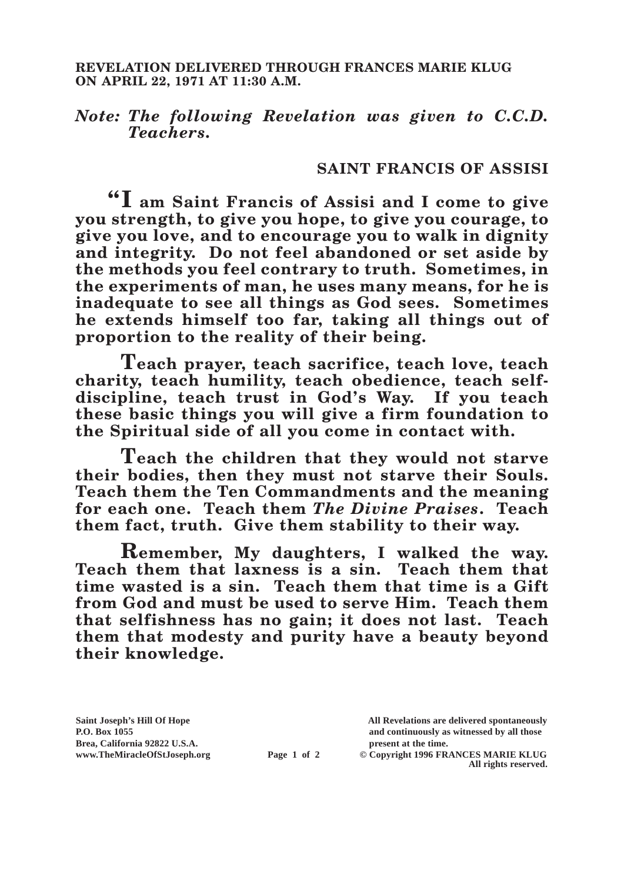**REVELATION DELIVERED THROUGH FRANCES MARIE KLUG ON APRIL 22, 1971 AT 11:30 A.M.**

***Note: The following Revelation was given to C.C.D. Teachers.***

## SAINT FRANCIS OF ASSISI

**"I am Saint Francis of Assisi and I come to give you strength, to give you hope, to give you courage, to give you love, and to encourage you to walk in dignity and integrity. Do not feel abandoned or set aside by the methods you feel contrary to truth. Sometimes, in the experiments of man, he uses many means, for he is inadequate to see all things as God sees. Sometimes he extends himself too far, taking all things out of proportion to the reality of their being.**

**Teach prayer, teach sacrifice, teach love, teach charity, teach humility, teach obedience, teach self-discipline, teach trust in God's Way. If you teach these basic things you will give a firm foundation to the Spiritual side of all you come in contact with.**

**Teach the children that they would not starve their bodies, then they must not starve their Souls. Teach them the Ten Commandments and the meaning for each one. Teach them *The Divine Praises*. Teach them fact, truth. Give them stability to their way.**

**Remember, My daughters, I walked the way. Teach them that laxness is a sin. Teach them that time wasted is a sin. Teach them that time is a Gift from God and must be used to serve Him. Teach them that selfishness has no gain; it does not last. Teach them that modesty and purity have a beauty beyond their knowledge.**

**Saint Joseph's Hill Of Hope**
**P.O. Box 1055**
**Brea, California 92822 U.S.A.**
**www.TheMiracleOfStJoseph.org**

**All Revelations are delivered spontaneously and continuously as witnessed by all those present at the time.**
**© Copyright 1996 FRANCES MARIE KLUG**
**All rights reserved.**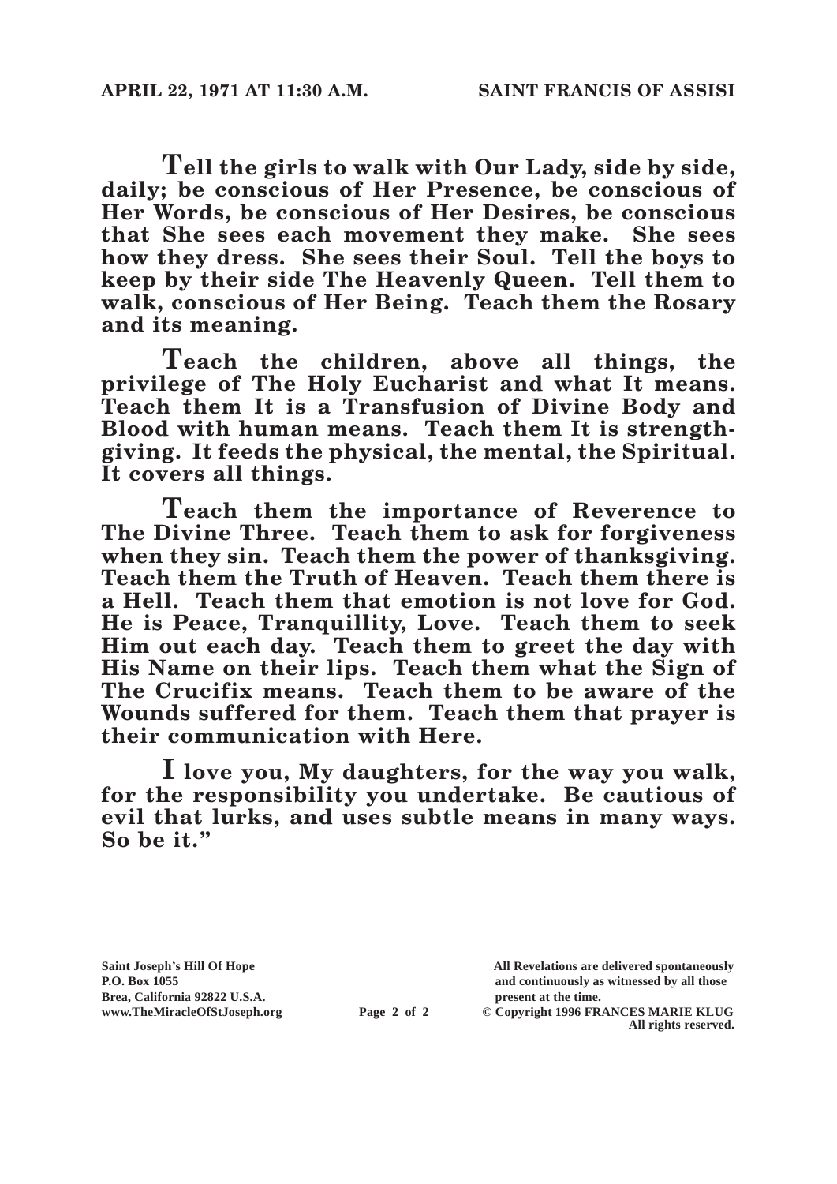**Tell the girls to walk with Our Lady, side by side, daily; be conscious of Her Presence, be conscious of Her Words, be conscious of Her Desires, be conscious that She sees each movement they make. She sees how they dress. She sees their Soul. Tell the boys to keep by their side The Heavenly Queen. Tell them to walk, conscious of Her Being. Teach them the Rosary and its meaning.**

**Teach the children, above all things, the privilege of The Holy Eucharist and what It means. Teach them It is a Transfusion of Divine Body and Blood with human means. Teach them It is strength-giving. It feeds the physical, the mental, the Spiritual. It covers all things.**

**Teach them the importance of Reverence to The Divine Three. Teach them to ask for forgiveness when they sin. Teach them the power of thanksgiving. Teach them the Truth of Heaven. Teach them there is a Hell. Teach them that emotion is not love for God. He is Peace, Tranquillity, Love. Teach them to seek Him out each day. Teach them to greet the day with His Name on their lips. Teach them what the Sign of The Crucifix means. Teach them to be aware of the Wounds suffered for them. Teach them that prayer is their communication with Here.**

**I love you, My daughters, for the way you walk, for the responsibility you undertake. Be cautious of evil that lurks, and uses subtle means in many ways. So be it."**

**Saint Joseph's Hill Of Hope**
**P.O. Box 1055**
**Brea, California 92822 U.S.A.**
**www.TheMiracleOfStJoseph.org**

**All Revelations are delivered spontaneously and continuously as witnessed by all those present at the time.**
**© Copyright 1996 FRANCES MARIE KLUG**
**All rights reserved.**